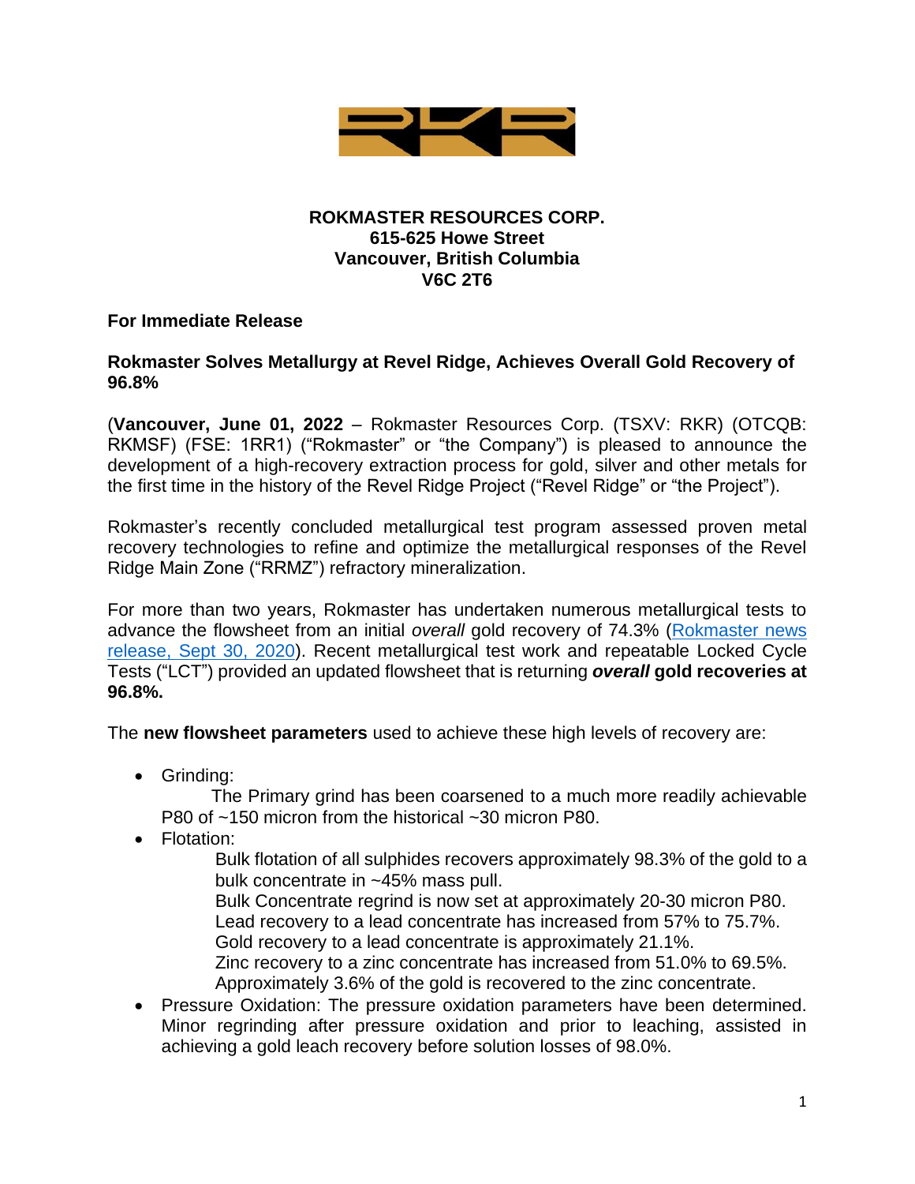**ROKMASTER RESOURCES CORP.**
**615-625 Howe Street**
**Vancouver, British Columbia**
**V6C 2T6**

**For Immediate Release**

**Rokmaster Solves Metallurgy at Revel Ridge, Achieves Overall Gold Recovery of 96.8%**

(**Vancouver, June 01, 2022** – Rokmaster Resources Corp. (TSXV: RKR) (OTCQB: RKMSF) (FSE: 1RR1) ("Rokmaster" or "the Company") is pleased to announce the development of a high-recovery extraction process for gold, silver and other metals for the first time in the history of the Revel Ridge Project ("Revel Ridge" or "the Project").

Rokmaster's recently concluded metallurgical test program assessed proven metal recovery technologies to refine and optimize the metallurgical responses of the Revel Ridge Main Zone ("RRMZ") refractory mineralization.

For more than two years, Rokmaster has undertaken numerous metallurgical tests to advance the flowsheet from an initial *overall* gold recovery of 74.3% (Rokmaster news release, Sept 30, 2020). Recent metallurgical test work and repeatable Locked Cycle Tests ("LCT") provided an updated flowsheet that is returning ***overall*** **gold recoveries at 96.8%.**

The **new flowsheet parameters** used to achieve these high levels of recovery are:

- Grinding:
  The Primary grind has been coarsened to a much more readily achievable P80 of ~150 micron from the historical ~30 micron P80.
- Flotation:
  Bulk flotation of all sulphides recovers approximately 98.3% of the gold to a bulk concentrate in ~45% mass pull.
  Bulk Concentrate regrind is now set at approximately 20-30 micron P80.
  Lead recovery to a lead concentrate has increased from 57% to 75.7%.
  Gold recovery to a lead concentrate is approximately 21.1%.
  Zinc recovery to a zinc concentrate has increased from 51.0% to 69.5%.
  Approximately 3.6% of the gold is recovered to the zinc concentrate.
- Pressure Oxidation: The pressure oxidation parameters have been determined. Minor regrinding after pressure oxidation and prior to leaching, assisted in achieving a gold leach recovery before solution losses of 98.0%.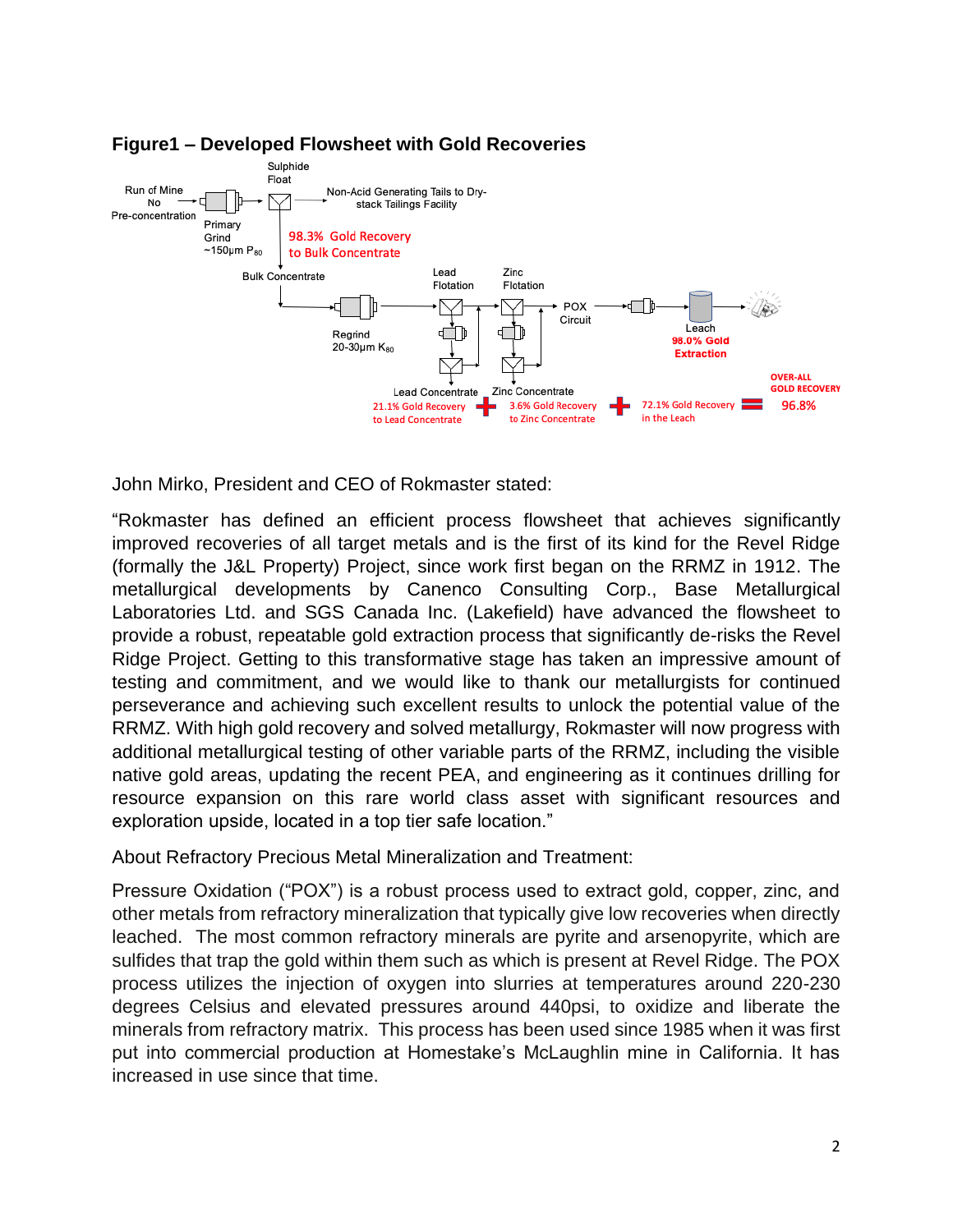## Figure1 – Developed Flowsheet with Gold Recoveries

Run of Mine
No
Pre-concentration

Primary
Grind
~150µm $P_{80}$

Sulphide
Float

Non-Acid Generating Tails to Dry-stack Tailings Facility

98.3% Gold Recovery
to Bulk Concentrate

Bulk Concentrate

Regrind
20-30µm $K_{80}$

Lead
Flotation

Zinc
Flotation

POX
Circuit

Leach
98.0% Gold
Extraction

Lead Concentrate
21.1% Gold Recovery
to Lead Concentrate

Zinc Concentrate
3.6% Gold Recovery
to Zinc Concentrate

72.1% Gold Recovery
in the Leach

OVER-ALL
GOLD RECOVERY
96.8%

John Mirko, President and CEO of Rokmaster stated:

"Rokmaster has defined an efficient process flowsheet that achieves significantly improved recoveries of all target metals and is the first of its kind for the Revel Ridge (formally the J&L Property) Project, since work first began on the RRMZ in 1912. The metallurgical developments by Canenco Consulting Corp., Base Metallurgical Laboratories Ltd. and SGS Canada Inc. (Lakefield) have advanced the flowsheet to provide a robust, repeatable gold extraction process that significantly de-risks the Revel Ridge Project. Getting to this transformative stage has taken an impressive amount of testing and commitment, and we would like to thank our metallurgists for continued perseverance and achieving such excellent results to unlock the potential value of the RRMZ. With high gold recovery and solved metallurgy, Rokmaster will now progress with additional metallurgical testing of other variable parts of the RRMZ, including the visible native gold areas, updating the recent PEA, and engineering as it continues drilling for resource expansion on this rare world class asset with significant resources and exploration upside, located in a top tier safe location."

About Refractory Precious Metal Mineralization and Treatment:

Pressure Oxidation ("POX") is a robust process used to extract gold, copper, zinc, and other metals from refractory mineralization that typically give low recoveries when directly leached. The most common refractory minerals are pyrite and arsenopyrite, which are sulfides that trap the gold within them such as which is present at Revel Ridge. The POX process utilizes the injection of oxygen into slurries at temperatures around 220-230 degrees Celsius and elevated pressures around 440psi, to oxidize and liberate the minerals from refractory matrix. This process has been used since 1985 when it was first put into commercial production at Homestake's McLaughlin mine in California. It has increased in use since that time.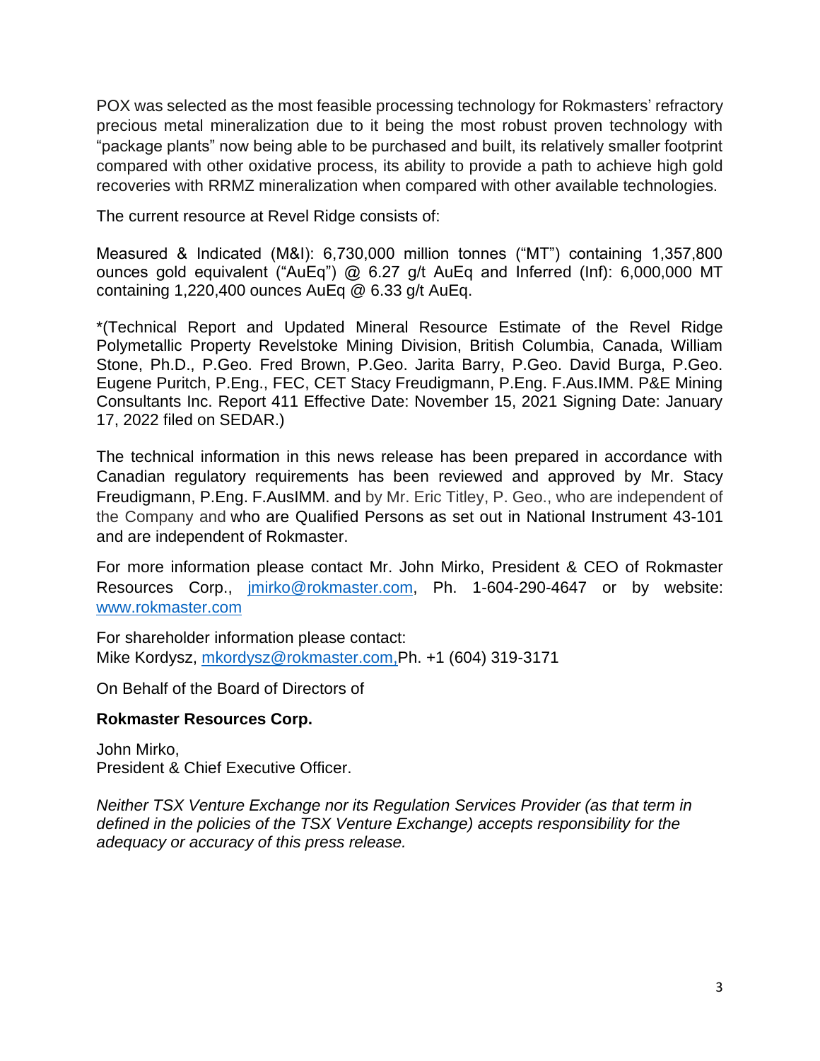POX was selected as the most feasible processing technology for Rokmasters' refractory precious metal mineralization due to it being the most robust proven technology with "package plants" now being able to be purchased and built, its relatively smaller footprint compared with other oxidative process, its ability to provide a path to achieve high gold recoveries with RRMZ mineralization when compared with other available technologies.

The current resource at Revel Ridge consists of:

Measured & Indicated (M&I): 6,730,000 million tonnes ("MT") containing 1,357,800 ounces gold equivalent ("AuEq") @ 6.27 g/t AuEq and Inferred (Inf): 6,000,000 MT containing 1,220,400 ounces AuEq @ 6.33 g/t AuEq.

*(Technical Report and Updated Mineral Resource Estimate of the Revel Ridge Polymetallic Property Revelstoke Mining Division, British Columbia, Canada, William Stone, Ph.D., P.Geo. Fred Brown, P.Geo. Jarita Barry, P.Geo. David Burga, P.Geo. Eugene Puritch, P.Eng., FEC, CET Stacy Freudigmann, P.Eng. F.Aus.IMM. P&E Mining Consultants Inc. Report 411 Effective Date: November 15, 2021 Signing Date: January 17, 2022 filed on SEDAR.)

The technical information in this news release has been prepared in accordance with Canadian regulatory requirements has been reviewed and approved by Mr. Stacy Freudigmann, P.Eng. F.AusIMM. and by Mr. Eric Titley, P. Geo., who are independent of the Company and who are Qualified Persons as set out in National Instrument 43-101 and are independent of Rokmaster.

For more information please contact Mr. John Mirko, President & CEO of Rokmaster Resources Corp., jmirko@rokmaster.com, Ph. 1-604-290-4647 or by website: www.rokmaster.com

For shareholder information please contact:
Mike Kordysz, mkordysz@rokmaster.com, Ph. +1 (604) 319-3171

On Behalf of the Board of Directors of

**Rokmaster Resources Corp.**

John Mirko,
President & Chief Executive Officer.

*Neither TSX Venture Exchange nor its Regulation Services Provider (as that term in defined in the policies of the TSX Venture Exchange) accepts responsibility for the adequacy or accuracy of this press release.*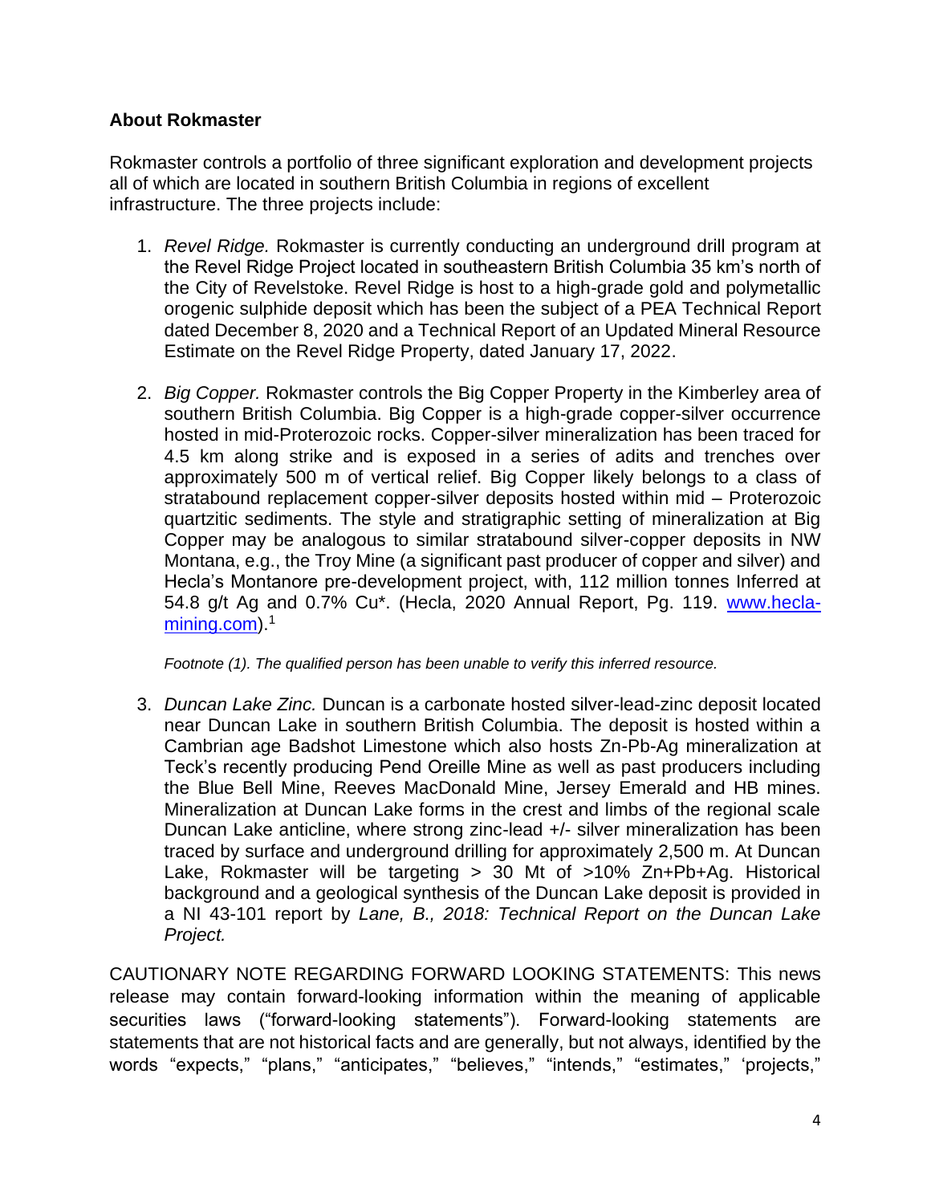### About Rokmaster

Rokmaster controls a portfolio of three significant exploration and development projects all of which are located in southern British Columbia in regions of excellent infrastructure. The three projects include:

1. *Revel Ridge.* Rokmaster is currently conducting an underground drill program at the Revel Ridge Project located in southeastern British Columbia 35 km's north of the City of Revelstoke. Revel Ridge is host to a high-grade gold and polymetallic orogenic sulphide deposit which has been the subject of a PEA Technical Report dated December 8, 2020 and a Technical Report of an Updated Mineral Resource Estimate on the Revel Ridge Property, dated January 17, 2022.

2. *Big Copper.* Rokmaster controls the Big Copper Property in the Kimberley area of southern British Columbia. Big Copper is a high-grade copper-silver occurrence hosted in mid-Proterozoic rocks. Copper-silver mineralization has been traced for 4.5 km along strike and is exposed in a series of adits and trenches over approximately 500 m of vertical relief. Big Copper likely belongs to a class of stratabound replacement copper-silver deposits hosted within mid – Proterozoic quartzitic sediments. The style and stratigraphic setting of mineralization at Big Copper may be analogous to similar stratabound silver-copper deposits in NW Montana, e.g., the Troy Mine (a significant past producer of copper and silver) and Hecla's Montanore pre-development project, with, 112 million tonnes Inferred at 54.8 g/t Ag and 0.7% Cu*. (Hecla, 2020 Annual Report, Pg. 119. [www.hecla-mining.com](www.hecla-mining.com)).[1]

   *Footnote (1). The qualified person has been unable to verify this inferred resource.*

3. *Duncan Lake Zinc.* Duncan is a carbonate hosted silver-lead-zinc deposit located near Duncan Lake in southern British Columbia. The deposit is hosted within a Cambrian age Badshot Limestone which also hosts Zn-Pb-Ag mineralization at Teck's recently producing Pend Oreille Mine as well as past producers including the Blue Bell Mine, Reeves MacDonald Mine, Jersey Emerald and HB mines. Mineralization at Duncan Lake forms in the crest and limbs of the regional scale Duncan Lake anticline, where strong zinc-lead +/- silver mineralization has been traced by surface and underground drilling for approximately 2,500 m. At Duncan Lake, Rokmaster will be targeting > 30 Mt of >10% Zn+Pb+Ag. Historical background and a geological synthesis of the Duncan Lake deposit is provided in a NI 43-101 report by *Lane, B., 2018: Technical Report on the Duncan Lake Project.*

CAUTIONARY NOTE REGARDING FORWARD LOOKING STATEMENTS: This news release may contain forward-looking information within the meaning of applicable securities laws ("forward-looking statements"). Forward-looking statements are statements that are not historical facts and are generally, but not always, identified by the words "expects," "plans," "anticipates," "believes," "intends," "estimates," 'projects,"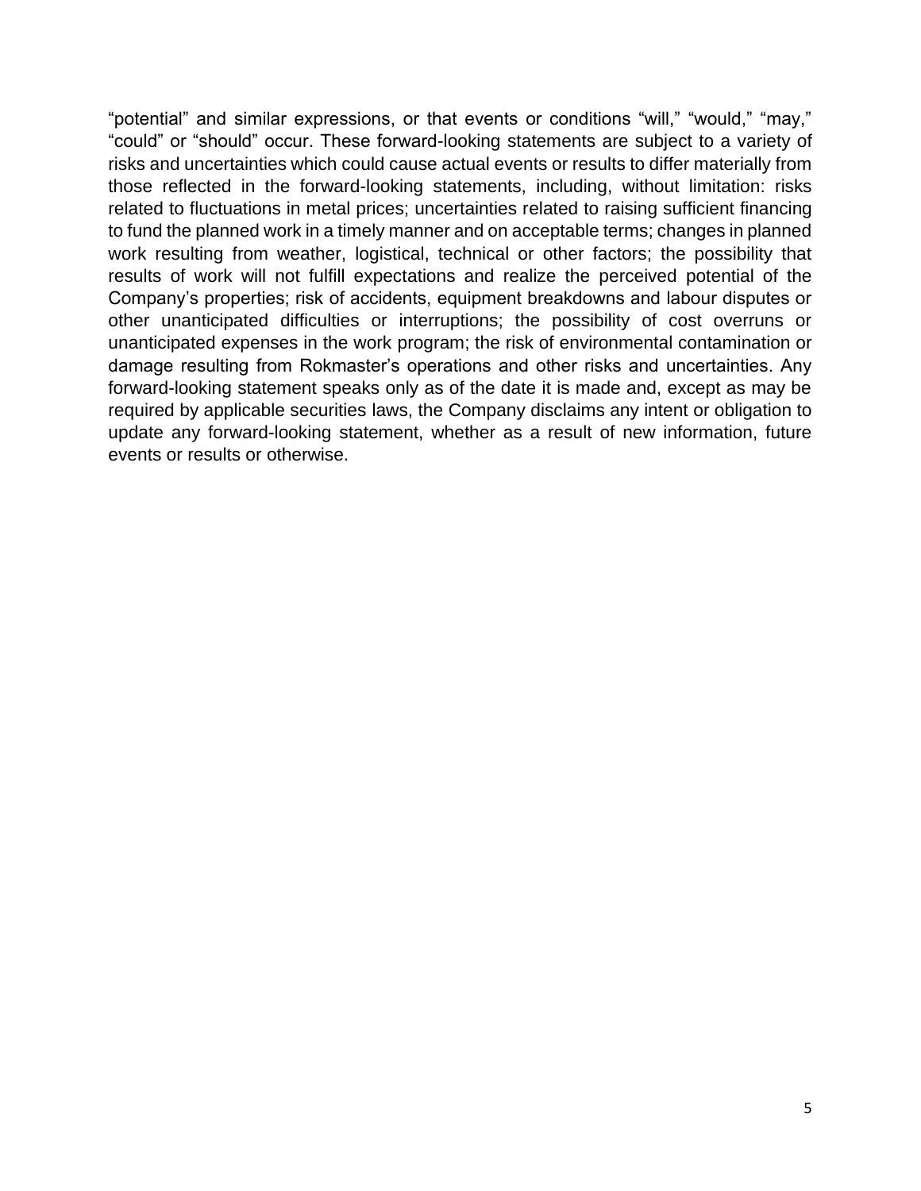"potential" and similar expressions, or that events or conditions "will," "would," "may," "could" or "should" occur. These forward-looking statements are subject to a variety of risks and uncertainties which could cause actual events or results to differ materially from those reflected in the forward-looking statements, including, without limitation: risks related to fluctuations in metal prices; uncertainties related to raising sufficient financing to fund the planned work in a timely manner and on acceptable terms; changes in planned work resulting from weather, logistical, technical or other factors; the possibility that results of work will not fulfill expectations and realize the perceived potential of the Company's properties; risk of accidents, equipment breakdowns and labour disputes or other unanticipated difficulties or interruptions; the possibility of cost overruns or unanticipated expenses in the work program; the risk of environmental contamination or damage resulting from Rokmaster's operations and other risks and uncertainties. Any forward-looking statement speaks only as of the date it is made and, except as may be required by applicable securities laws, the Company disclaims any intent or obligation to update any forward-looking statement, whether as a result of new information, future events or results or otherwise.